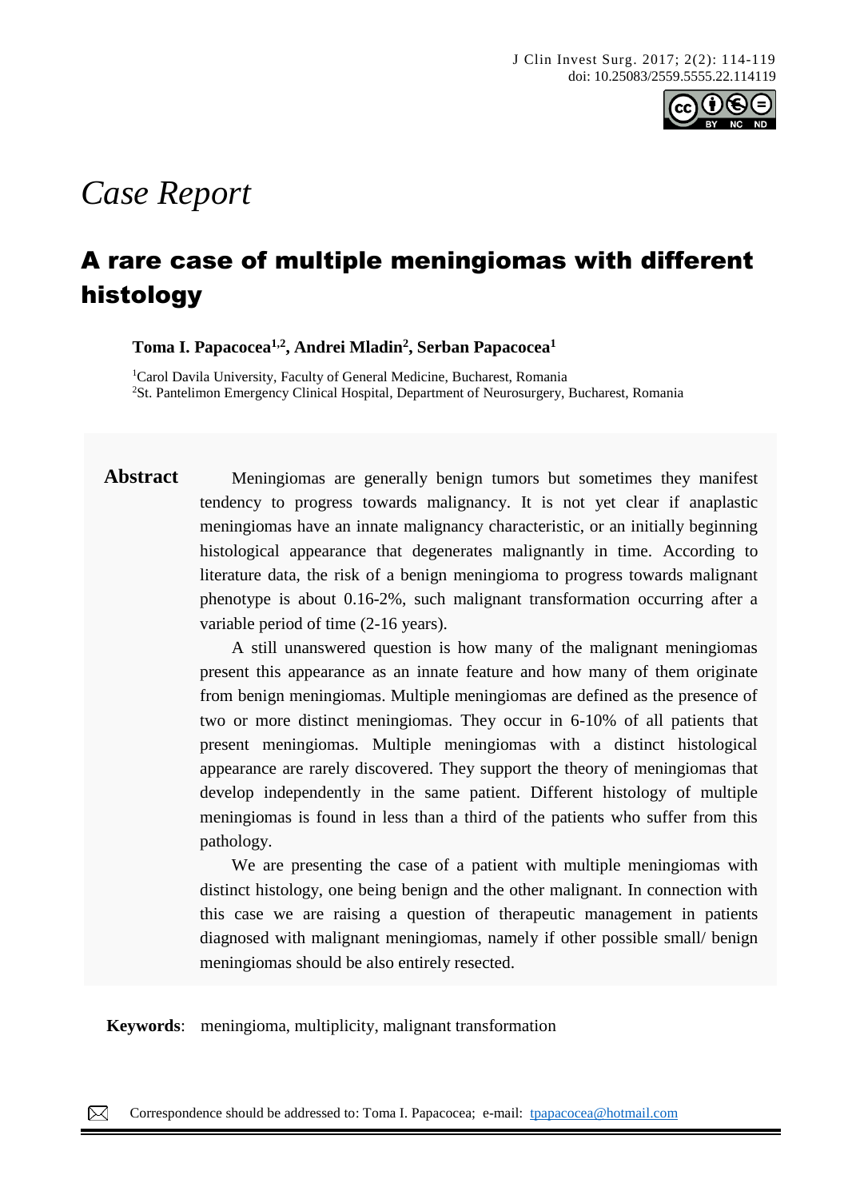*Case Report*

# A rare case of multiple meningiomas with different histology

**Toma I. Papacocea[1,2], Andrei Mladin[2], Serban Papacocea[1]**

[1]Carol Davila University, Faculty of General Medicine, Bucharest, Romania
[2]St. Pantelimon Emergency Clinical Hospital, Department of Neurosurgery, Bucharest, Romania

**Abstract** Meningiomas are generally benign tumors but sometimes they manifest tendency to progress towards malignancy. It is not yet clear if anaplastic meningiomas have an innate malignancy characteristic, or an initially beginning histological appearance that degenerates malignantly in time. According to literature data, the risk of a benign meningioma to progress towards malignant phenotype is about 0.16-2%, such malignant transformation occurring after a variable period of time (2-16 years).

A still unanswered question is how many of the malignant meningiomas present this appearance as an innate feature and how many of them originate from benign meningiomas. Multiple meningiomas are defined as the presence of two or more distinct meningiomas. They occur in 6-10% of all patients that present meningiomas. Multiple meningiomas with a distinct histological appearance are rarely discovered. They support the theory of meningiomas that develop independently in the same patient. Different histology of multiple meningiomas is found in less than a third of the patients who suffer from this pathology.

We are presenting the case of a patient with multiple meningiomas with distinct histology, one being benign and the other malignant. In connection with this case we are raising a question of therapeutic management in patients diagnosed with malignant meningiomas, namely if other possible small/ benign meningiomas should be also entirely resected.

**Keywords**: meningioma, multiplicity, malignant transformation

Correspondence should be addressed to: Toma I. Papacocea; e-mail: tpapacocea@hotmail.com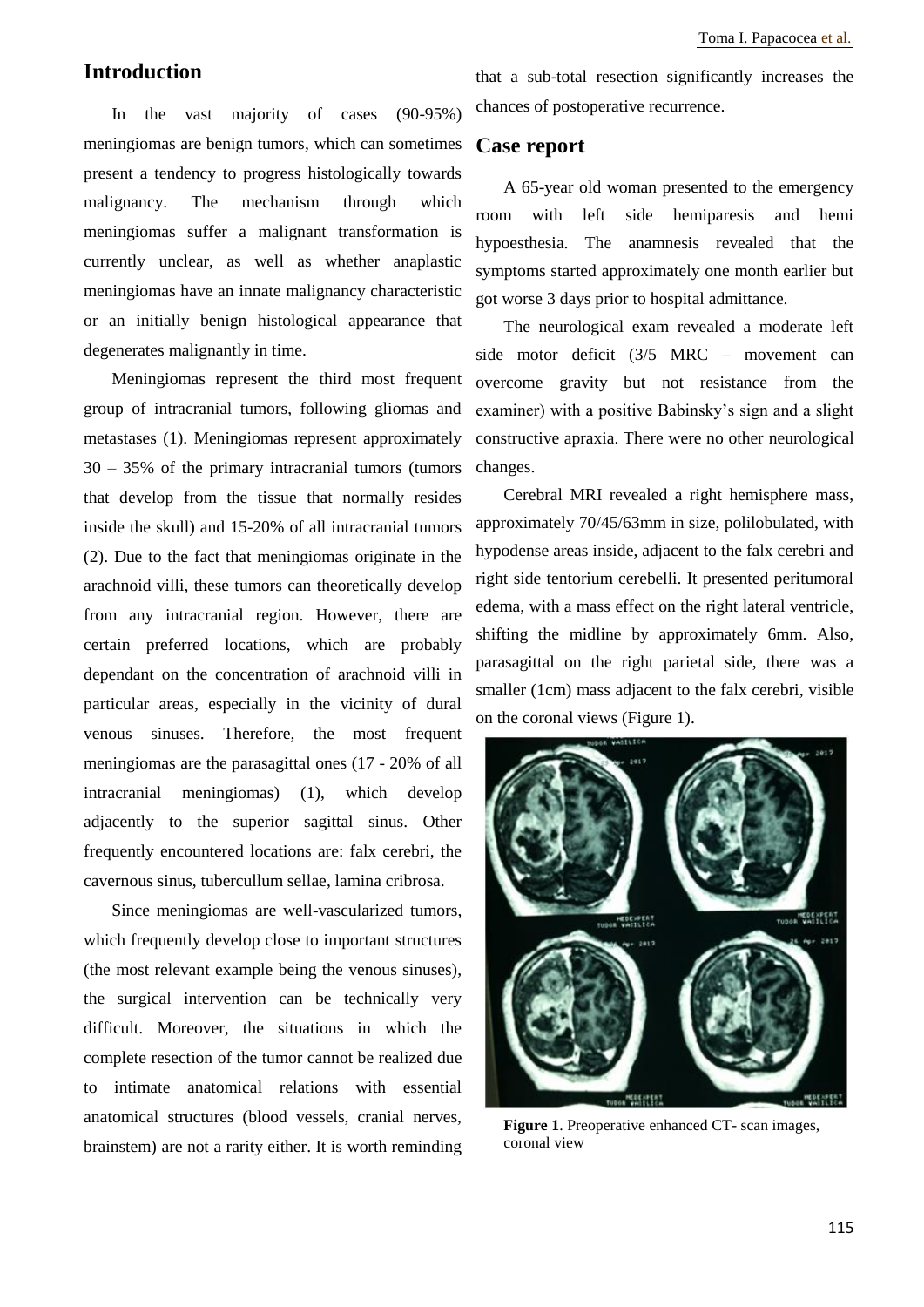## Introduction

In the vast majority of cases (90-95%) meningiomas are benign tumors, which can sometimes present a tendency to progress histologically towards malignancy. The mechanism through which meningiomas suffer a malignant transformation is currently unclear, as well as whether anaplastic meningiomas have an innate malignancy characteristic or an initially benign histological appearance that degenerates malignantly in time.

Meningiomas represent the third most frequent group of intracranial tumors, following gliomas and metastases (1). Meningiomas represent approximately 30 – 35% of the primary intracranial tumors (tumors that develop from the tissue that normally resides inside the skull) and 15-20% of all intracranial tumors (2). Due to the fact that meningiomas originate in the arachnoid villi, these tumors can theoretically develop from any intracranial region. However, there are certain preferred locations, which are probably dependant on the concentration of arachnoid villi in particular areas, especially in the vicinity of dural venous sinuses. Therefore, the most frequent meningiomas are the parasagittal ones (17 - 20% of all intracranial meningiomas) (1), which develop adjacently to the superior sagittal sinus. Other frequently encountered locations are: falx cerebri, the cavernous sinus, tubercullum sellae, lamina cribrosa.

Since meningiomas are well-vascularized tumors, which frequently develop close to important structures (the most relevant example being the venous sinuses), the surgical intervention can be technically very difficult. Moreover, the situations in which the complete resection of the tumor cannot be realized due to intimate anatomical relations with essential anatomical structures (blood vessels, cranial nerves, brainstem) are not a rarity either. It is worth reminding that a sub-total resection significantly increases the chances of postoperative recurrence.

## Case report

A 65-year old woman presented to the emergency room with left side hemiparesis and hemi hypoesthesia. The anamnesis revealed that the symptoms started approximately one month earlier but got worse 3 days prior to hospital admittance.

The neurological exam revealed a moderate left side motor deficit (3/5 MRC – movement can overcome gravity but not resistance from the examiner) with a positive Babinsky's sign and a slight constructive apraxia. There were no other neurological changes.

Cerebral MRI revealed a right hemisphere mass, approximately 70/45/63mm in size, polilobulated, with hypodense areas inside, adjacent to the falx cerebri and right side tentorium cerebelli. It presented peritumoral edema, with a mass effect on the right lateral ventricle, shifting the midline by approximately 6mm. Also, parasagittal on the right parietal side, there was a smaller (1cm) mass adjacent to the falx cerebri, visible on the coronal views (Figure 1).

**Figure 1**. Preoperative enhanced CT- scan images, coronal view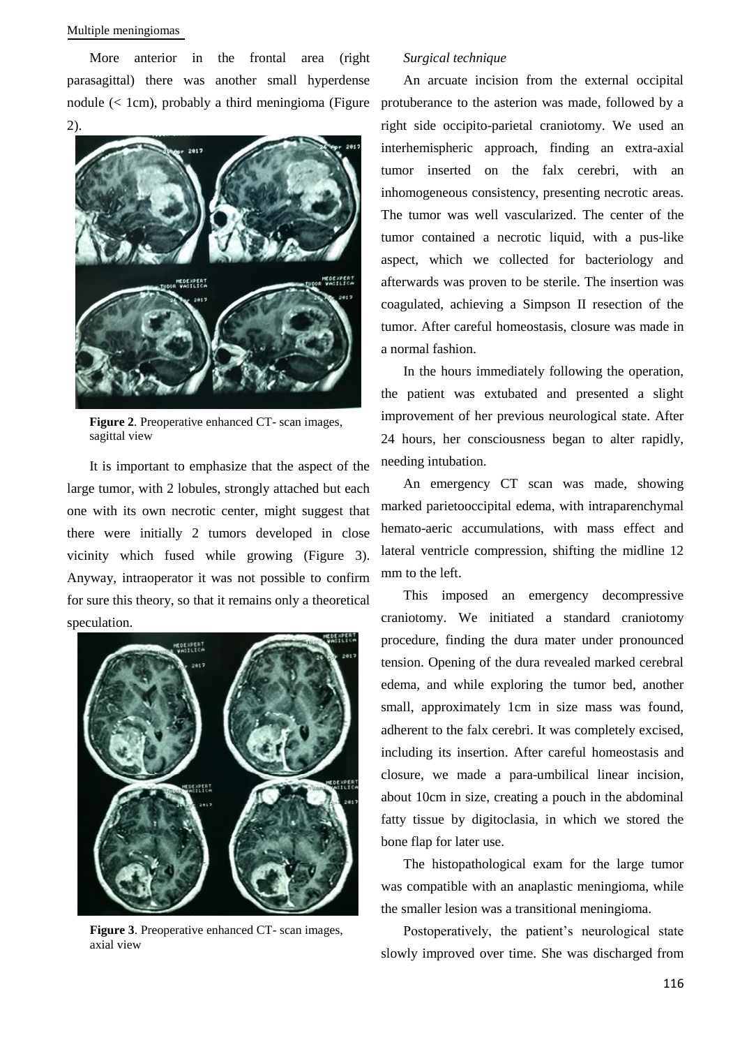More anterior in the frontal area (right parasagittal) there was another small hyperdense nodule (< 1cm), probably a third meningioma (Figure 2).

**Figure 2**. Preoperative enhanced CT- scan images, sagittal view

It is important to emphasize that the aspect of the large tumor, with 2 lobules, strongly attached but each one with its own necrotic center, might suggest that there were initially 2 tumors developed in close vicinity which fused while growing (Figure 3). Anyway, intraoperator it was not possible to confirm for sure this theory, so that it remains only a theoretical speculation.

**Figure 3**. Preoperative enhanced CT- scan images, axial view

*Surgical technique*

An arcuate incision from the external occipital protuberance to the asterion was made, followed by a right side occipito-parietal craniotomy. We used an interhemispheric approach, finding an extra-axial tumor inserted on the falx cerebri, with an inhomogeneous consistency, presenting necrotic areas. The tumor was well vascularized. The center of the tumor contained a necrotic liquid, with a pus-like aspect, which we collected for bacteriology and afterwards was proven to be sterile. The insertion was coagulated, achieving a Simpson II resection of the tumor. After careful homeostasis, closure was made in a normal fashion.

In the hours immediately following the operation, the patient was extubated and presented a slight improvement of her previous neurological state. After 24 hours, her consciousness began to alter rapidly, needing intubation.

An emergency CT scan was made, showing marked parietooccipital edema, with intraparenchymal hemato-aeric accumulations, with mass effect and lateral ventricle compression, shifting the midline 12 mm to the left.

This imposed an emergency decompressive craniotomy. We initiated a standard craniotomy procedure, finding the dura mater under pronounced tension. Opening of the dura revealed marked cerebral edema, and while exploring the tumor bed, another small, approximately 1cm in size mass was found, adherent to the falx cerebri. It was completely excised, including its insertion. After careful homeostasis and closure, we made a para-umbilical linear incision, about 10cm in size, creating a pouch in the abdominal fatty tissue by digitoclasia, in which we stored the bone flap for later use.

The histopathological exam for the large tumor was compatible with an anaplastic meningioma, while the smaller lesion was a transitional meningioma.

Postoperatively, the patient's neurological state slowly improved over time. She was discharged from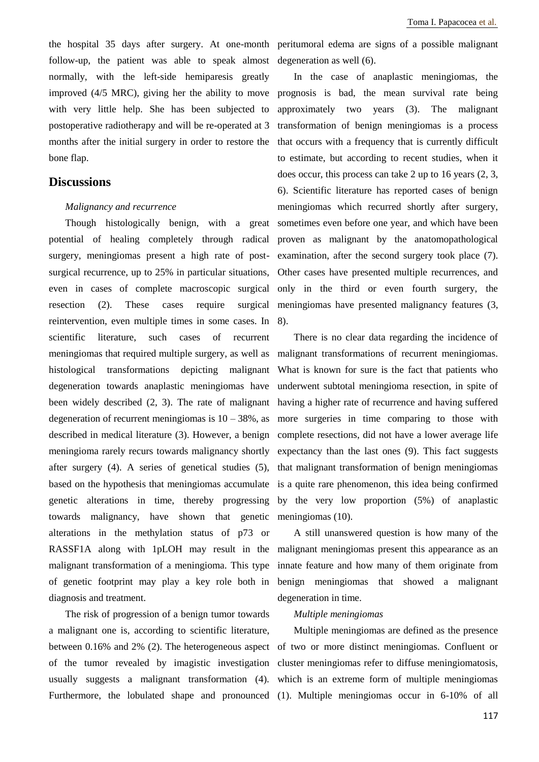the hospital 35 days after surgery. At one-month follow-up, the patient was able to speak almost normally, with the left-side hemiparesis greatly improved (4/5 MRC), giving her the ability to move with very little help. She has been subjected to postoperative radiotherapy and will be re-operated at 3 months after the initial surgery in order to restore the bone flap.

## Discussions

*Malignancy and recurrence*

Though histologically benign, with a great potential of healing completely through radical surgery, meningiomas present a high rate of post-surgical recurrence, up to 25% in particular situations, even in cases of complete macroscopic surgical resection (2). These cases require surgical reintervention, even multiple times in some cases. In scientific literature, such cases of recurrent meningiomas that required multiple surgery, as well as histological transformations depicting malignant degeneration towards anaplastic meningiomas have been widely described (2, 3). The rate of malignant degeneration of recurrent meningiomas is 10 – 38%, as described in medical literature (3). However, a benign meningioma rarely recurs towards malignancy shortly after surgery (4). A series of genetical studies (5), based on the hypothesis that meningiomas accumulate genetic alterations in time, thereby progressing towards malignancy, have shown that genetic alterations in the methylation status of p73 or RASSF1A along with 1pLOH may result in the malignant transformation of a meningioma. This type of genetic footprint may play a key role both in diagnosis and treatment.

The risk of progression of a benign tumor towards a malignant one is, according to scientific literature, between 0.16% and 2% (2). The heterogeneous aspect of the tumor revealed by imagistic investigation usually suggests a malignant transformation (4). Furthermore, the lobulated shape and pronounced peritumoral edema are signs of a possible malignant degeneration as well (6).

In the case of anaplastic meningiomas, the prognosis is bad, the mean survival rate being approximately two years (3). The malignant transformation of benign meningiomas is a process that occurs with a frequency that is currently difficult to estimate, but according to recent studies, when it does occur, this process can take 2 up to 16 years (2, 3, 6). Scientific literature has reported cases of benign meningiomas which recurred shortly after surgery, sometimes even before one year, and which have been proven as malignant by the anatomopathological examination, after the second surgery took place (7). Other cases have presented multiple recurrences, and only in the third or even fourth surgery, the meningiomas have presented malignancy features (3, 8).

There is no clear data regarding the incidence of malignant transformations of recurrent meningiomas. What is known for sure is the fact that patients who underwent subtotal meningioma resection, in spite of having a higher rate of recurrence and having suffered more surgeries in time comparing to those with complete resections, did not have a lower average life expectancy than the last ones (9). This fact suggests that malignant transformation of benign meningiomas is a quite rare phenomenon, this idea being confirmed by the very low proportion (5%) of anaplastic meningiomas (10).

A still unanswered question is how many of the malignant meningiomas present this appearance as an innate feature and how many of them originate from benign meningiomas that showed a malignant degeneration in time.

*Multiple meningiomas*

Multiple meningiomas are defined as the presence of two or more distinct meningiomas. Confluent or cluster meningiomas refer to diffuse meningiomatosis, which is an extreme form of multiple meningiomas (1). Multiple meningiomas occur in 6-10% of all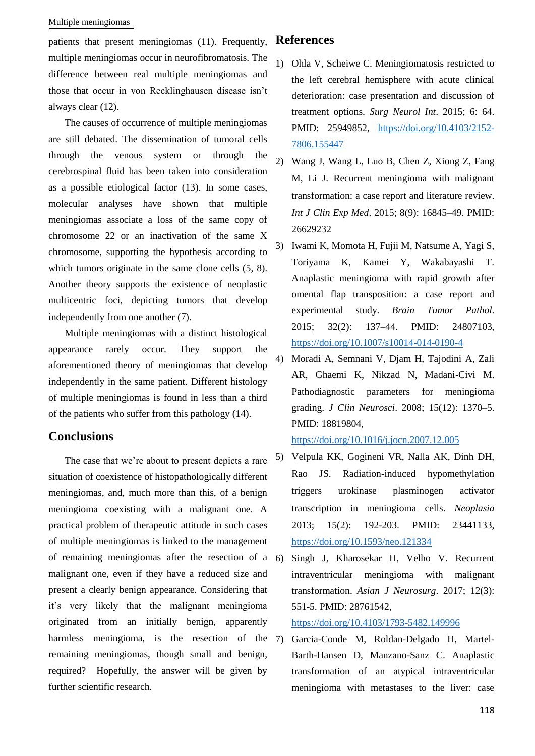patients that present meningiomas (11). Frequently, multiple meningiomas occur in neurofibromatosis. The difference between real multiple meningiomas and those that occur in von Recklinghausen disease isn't always clear (12).

The causes of occurrence of multiple meningiomas are still debated. The dissemination of tumoral cells through the venous system or through the cerebrospinal fluid has been taken into consideration as a possible etiological factor (13). In some cases, molecular analyses have shown that multiple meningiomas associate a loss of the same copy of chromosome 22 or an inactivation of the same X chromosome, supporting the hypothesis according to which tumors originate in the same clone cells (5, 8). Another theory supports the existence of neoplastic multicentric foci, depicting tumors that develop independently from one another (7).

Multiple meningiomas with a distinct histological appearance rarely occur. They support the aforementioned theory of meningiomas that develop independently in the same patient. Different histology of multiple meningiomas is found in less than a third of the patients who suffer from this pathology (14).

## Conclusions

The case that we're about to present depicts a rare situation of coexistence of histopathologically different meningiomas, and, much more than this, of a benign meningioma coexisting with a malignant one. A practical problem of therapeutic attitude in such cases of multiple meningiomas is linked to the management of remaining meningiomas after the resection of a malignant one, even if they have a reduced size and present a clearly benign appearance. Considering that it's very likely that the malignant meningioma originated from an initially benign, apparently harmless meningioma, is the resection of the remaining meningiomas, though small and benign, required? Hopefully, the answer will be given by further scientific research.

## References

1) Ohla V, Scheiwe C. Meningiomatosis restricted to the left cerebral hemisphere with acute clinical deterioration: case presentation and discussion of treatment options. *Surg Neurol Int*. 2015; 6: 64. PMID: 25949852, https://doi.org/10.4103/2152-7806.155447
2) Wang J, Wang L, Luo B, Chen Z, Xiong Z, Fang M, Li J. Recurrent meningioma with malignant transformation: a case report and literature review. *Int J Clin Exp Med*. 2015; 8(9): 16845–49. PMID: 26629232
3) Iwami K, Momota H, Fujii M, Natsume A, Yagi S, Toriyama K, Kamei Y, Wakabayashi T. Anaplastic meningioma with rapid growth after omental flap transposition: a case report and experimental study. *Brain Tumor Pathol*. 2015; 32(2): 137–44. PMID: 24807103, https://doi.org/10.1007/s10014-014-0190-4
4) Moradi A, Semnani V, Djam H, Tajodini A, Zali AR, Ghaemi K, Nikzad N, Madani-Civi M. Pathodiagnostic parameters for meningioma grading. *J Clin Neurosci*. 2008; 15(12): 1370–5. PMID: 18819804, https://doi.org/10.1016/j.jocn.2007.12.005
5) Velpula KK, Gogineni VR, Nalla AK, Dinh DH, Rao JS. Radiation-induced hypomethylation triggers urokinase plasminogen activator transcription in meningioma cells. *Neoplasia* 2013; 15(2): 192-203. PMID: 23441133, https://doi.org/10.1593/neo.121334
6) Singh J, Kharosekar H, Velho V. Recurrent intraventricular meningioma with malignant transformation. *Asian J Neurosurg*. 2017; 12(3): 551-5. PMID: 28761542, https://doi.org/10.4103/1793-5482.149996
7) Garcia-Conde M, Roldan-Delgado H, Martel-Barth-Hansen D, Manzano-Sanz C. Anaplastic transformation of an atypical intraventricular meningioma with metastases to the liver: case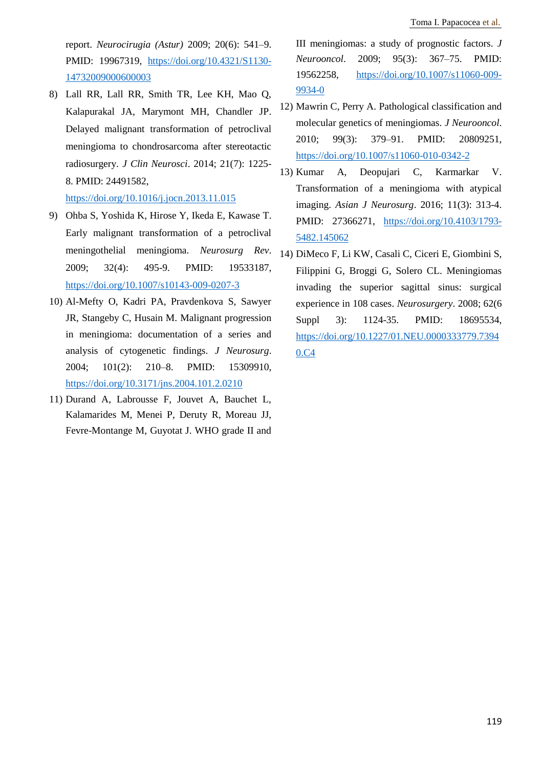report. *Neurocirugia (Astur)* 2009; 20(6): 541–9. PMID: 19967319, https://doi.org/10.4321/S1130-14732009000600003

8) Lall RR, Lall RR, Smith TR, Lee KH, Mao Q, Kalapurakal JA, Marymont MH, Chandler JP. Delayed malignant transformation of petroclival meningioma to chondrosarcoma after stereotactic radiosurgery. *J Clin Neurosci*. 2014; 21(7): 1225-8. PMID: 24491582, https://doi.org/10.1016/j.jocn.2013.11.015
9) Ohba S, Yoshida K, Hirose Y, Ikeda E, Kawase T. Early malignant transformation of a petroclival meningothelial meningioma. *Neurosurg Rev*. 2009; 32(4): 495-9. PMID: 19533187, https://doi.org/10.1007/s10143-009-0207-3
10) Al-Mefty O, Kadri PA, Pravdenkova S, Sawyer JR, Stangeby C, Husain M. Malignant progression in meningioma: documentation of a series and analysis of cytogenetic findings. *J Neurosurg*. 2004; 101(2): 210–8. PMID: 15309910, https://doi.org/10.3171/jns.2004.101.2.0210
11) Durand A, Labrousse F, Jouvet A, Bauchet L, Kalamarides M, Menei P, Deruty R, Moreau JJ, Fevre-Montange M, Guyotat J. WHO grade II and III meningiomas: a study of prognostic factors. *J Neurooncol*. 2009; 95(3): 367–75. PMID: 19562258, https://doi.org/10.1007/s11060-009-9934-0
12) Mawrin C, Perry A. Pathological classification and molecular genetics of meningiomas. *J Neurooncol*. 2010; 99(3): 379–91. PMID: 20809251, https://doi.org/10.1007/s11060-010-0342-2
13) Kumar A, Deopujari C, Karmarkar V. Transformation of a meningioma with atypical imaging. *Asian J Neurosurg*. 2016; 11(3): 313-4. PMID: 27366271, https://doi.org/10.4103/1793-5482.145062
14) DiMeco F, Li KW, Casali C, Ciceri E, Giombini S, Filippini G, Broggi G, Solero CL. Meningiomas invading the superior sagittal sinus: surgical experience in 108 cases. *Neurosurgery*. 2008; 62(6 Suppl 3): 1124-35. PMID: 18695534, https://doi.org/10.1227/01.NEU.0000333779.73940.C4